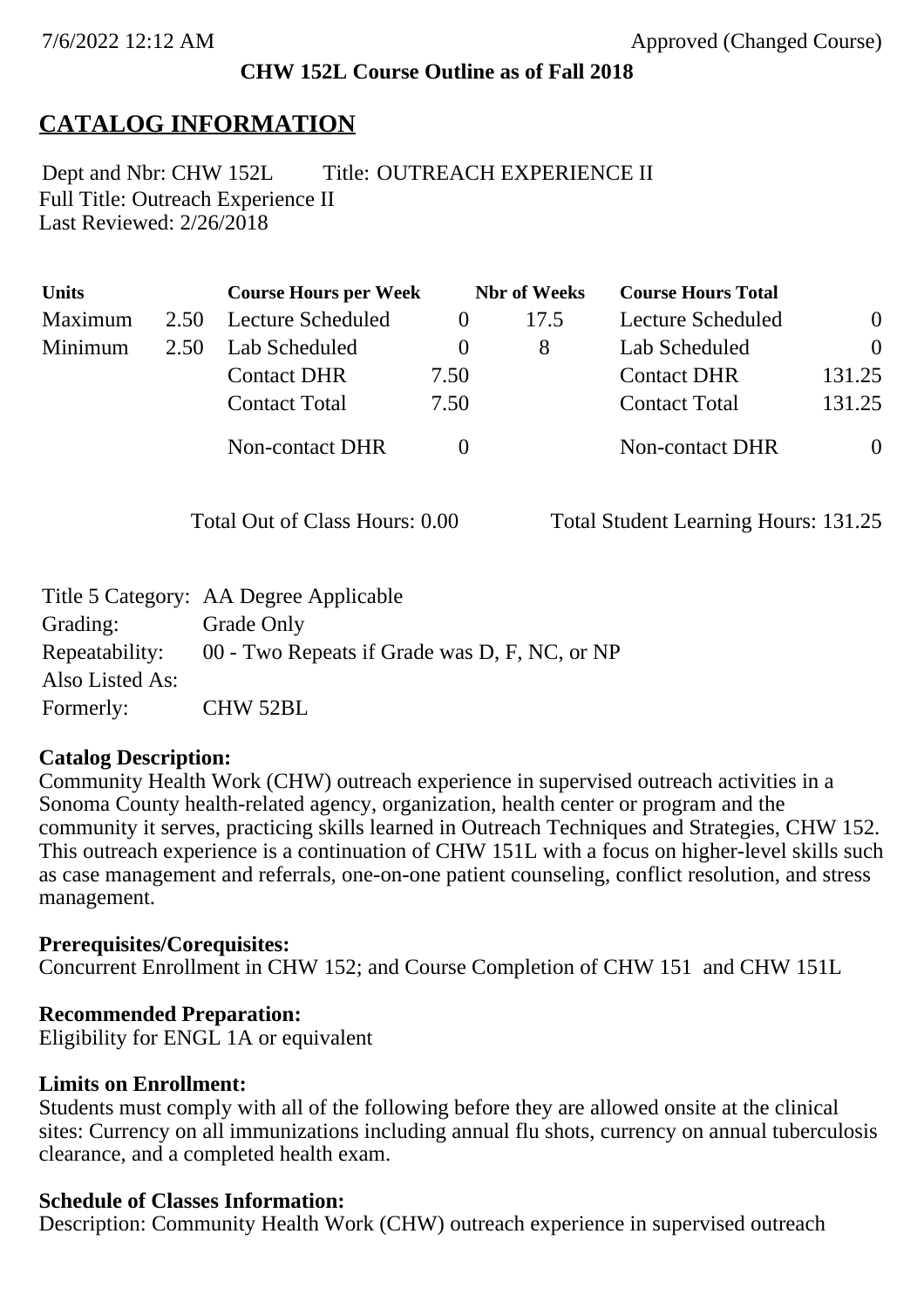7/6/2022 12:12 AM Approved (Changed Course)

**CHW 152L Course Outline as of Fall 2018**

# CATALOG INFORMATION

Dept and Nbr: CHW 152L Title: OUTREACH EXPERIENCE II
Full Title: Outreach Experience II
Last Reviewed: 2/26/2018

| Units | | Course Hours per Week | | Nbr of Weeks | Course Hours Total | |
|---|---|---|---|---|---|---|
| Maximum | 2.50 | Lecture Scheduled | 0 | 17.5 | Lecture Scheduled | 0 |
| Minimum | 2.50 | Lab Scheduled | 0 | 8 | Lab Scheduled | 0 |
| | | Contact DHR | 7.50 | | Contact DHR | 131.25 |
| | | Contact Total | 7.50 | | Contact Total | 131.25 |
| | | Non-contact DHR | 0 | | Non-contact DHR | 0 |

Total Out of Class Hours: 0.00 Total Student Learning Hours: 131.25

| | |
|---|---|
| Title 5 Category: | AA Degree Applicable |
| Grading: | Grade Only |
| Repeatability: | 00 - Two Repeats if Grade was D, F, NC, or NP |
| Also Listed As: | |
| Formerly: | CHW 52BL |

**Catalog Description:**
Community Health Work (CHW) outreach experience in supervised outreach activities in a Sonoma County health-related agency, organization, health center or program and the community it serves, practicing skills learned in Outreach Techniques and Strategies, CHW 152. This outreach experience is a continuation of CHW 151L with a focus on higher-level skills such as case management and referrals, one-on-one patient counseling, conflict resolution, and stress management.

**Prerequisites/Corequisites:**
Concurrent Enrollment in CHW 152; and Course Completion of CHW 151 and CHW 151L

**Recommended Preparation:**
Eligibility for ENGL 1A or equivalent

**Limits on Enrollment:**
Students must comply with all of the following before they are allowed onsite at the clinical sites: Currency on all immunizations including annual flu shots, currency on annual tuberculosis clearance, and a completed health exam.

**Schedule of Classes Information:**
Description: Community Health Work (CHW) outreach experience in supervised outreach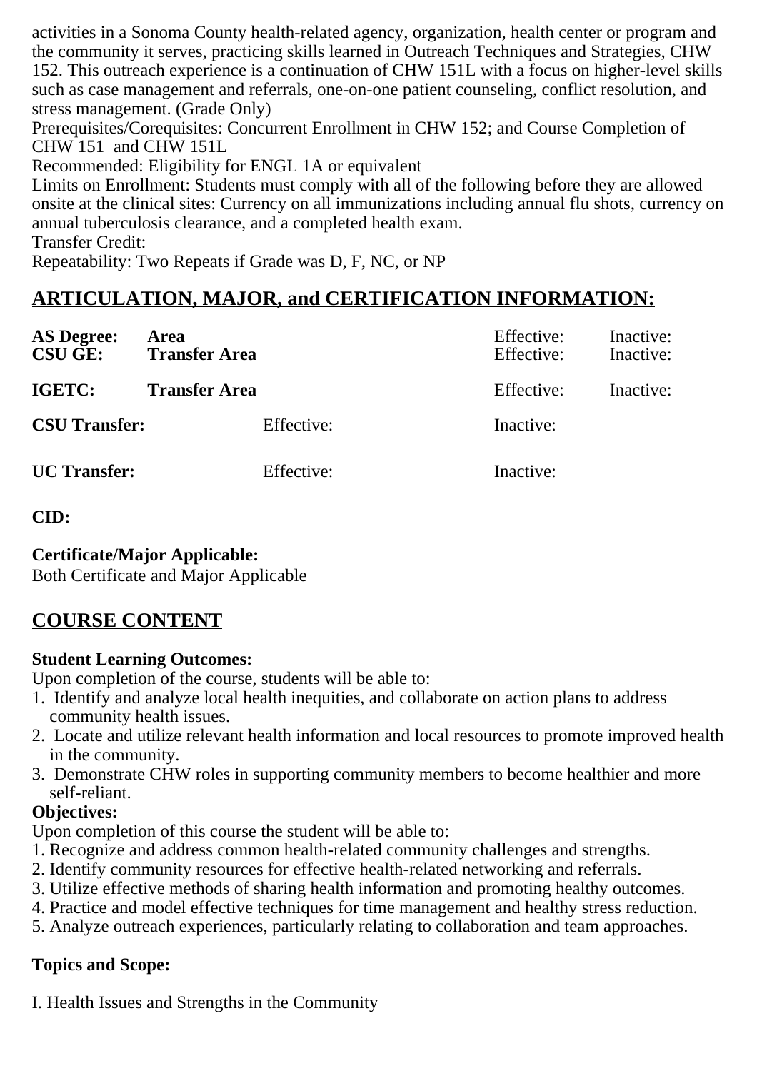activities in a Sonoma County health-related agency, organization, health center or program and the community it serves, practicing skills learned in Outreach Techniques and Strategies, CHW 152. This outreach experience is a continuation of CHW 151L with a focus on higher-level skills such as case management and referrals, one-on-one patient counseling, conflict resolution, and stress management. (Grade Only)
Prerequisites/Corequisites: Concurrent Enrollment in CHW 152; and Course Completion of CHW 151 and CHW 151L
Recommended: Eligibility for ENGL 1A or equivalent
Limits on Enrollment: Students must comply with all of the following before they are allowed onsite at the clinical sites: Currency on all immunizations including annual flu shots, currency on annual tuberculosis clearance, and a completed health exam.
Transfer Credit:
Repeatability: Two Repeats if Grade was D, F, NC, or NP

## ARTICULATION, MAJOR, and CERTIFICATION INFORMATION:

| | | | |
|---|---|---|---|
| **AS Degree:** | **Area** | Effective: | Inactive: |
| **CSU GE:** | **Transfer Area** | Effective: | Inactive: |
| **IGETC:** | **Transfer Area** | Effective: | Inactive: |
| **CSU Transfer:** | Effective: | Inactive: | |
| **UC Transfer:** | Effective: | Inactive: | |

**CID:**

**Certificate/Major Applicable:**
Both Certificate and Major Applicable

## COURSE CONTENT

**Student Learning Outcomes:**
Upon completion of the course, students will be able to:
1. Identify and analyze local health inequities, and collaborate on action plans to address community health issues.
2. Locate and utilize relevant health information and local resources to promote improved health in the community.
3. Demonstrate CHW roles in supporting community members to become healthier and more self-reliant.

**Objectives:**
Upon completion of this course the student will be able to:
1. Recognize and address common health-related community challenges and strengths.
2. Identify community resources for effective health-related networking and referrals.
3. Utilize effective methods of sharing health information and promoting healthy outcomes.
4. Practice and model effective techniques for time management and healthy stress reduction.
5. Analyze outreach experiences, particularly relating to collaboration and team approaches.

**Topics and Scope:**

I. Health Issues and Strengths in the Community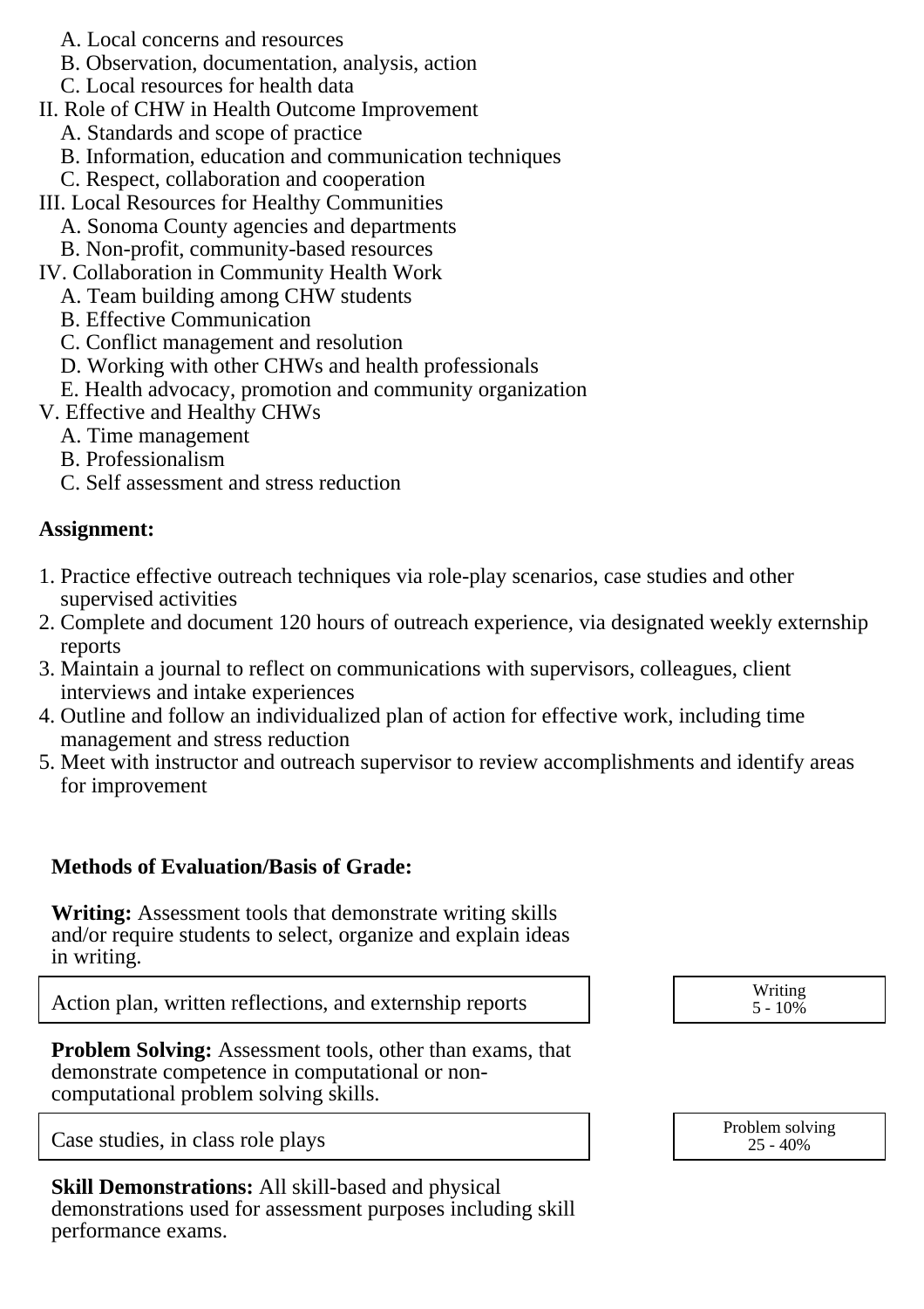A. Local concerns and resources
   B. Observation, documentation, analysis, action
   C. Local resources for health data

II. Role of CHW in Health Outcome Improvement
   A. Standards and scope of practice
   B. Information, education and communication techniques
   C. Respect, collaboration and cooperation

III. Local Resources for Healthy Communities
   A. Sonoma County agencies and departments
   B. Non-profit, community-based resources

IV. Collaboration in Community Health Work
   A. Team building among CHW students
   B. Effective Communication
   C. Conflict management and resolution
   D. Working with other CHWs and health professionals
   E. Health advocacy, promotion and community organization

V. Effective and Healthy CHWs
   A. Time management
   B. Professionalism
   C. Self assessment and stress reduction

**Assignment:**

1. Practice effective outreach techniques via role-play scenarios, case studies and other supervised activities
2. Complete and document 120 hours of outreach experience, via designated weekly externship reports
3. Maintain a journal to reflect on communications with supervisors, colleagues, client interviews and intake experiences
4. Outline and follow an individualized plan of action for effective work, including time management and stress reduction
5. Meet with instructor and outreach supervisor to review accomplishments and identify areas for improvement

**Methods of Evaluation/Basis of Grade:**

**Writing:** Assessment tools that demonstrate writing skills and/or require students to select, organize and explain ideas in writing.

| Action plan, written reflections, and externship reports | Writing 5 - 10% |
|---|---|

**Problem Solving:** Assessment tools, other than exams, that demonstrate competence in computational or non-computational problem solving skills.

| Case studies, in class role plays | Problem solving 25 - 40% |
|---|---|

**Skill Demonstrations:** All skill-based and physical demonstrations used for assessment purposes including skill performance exams.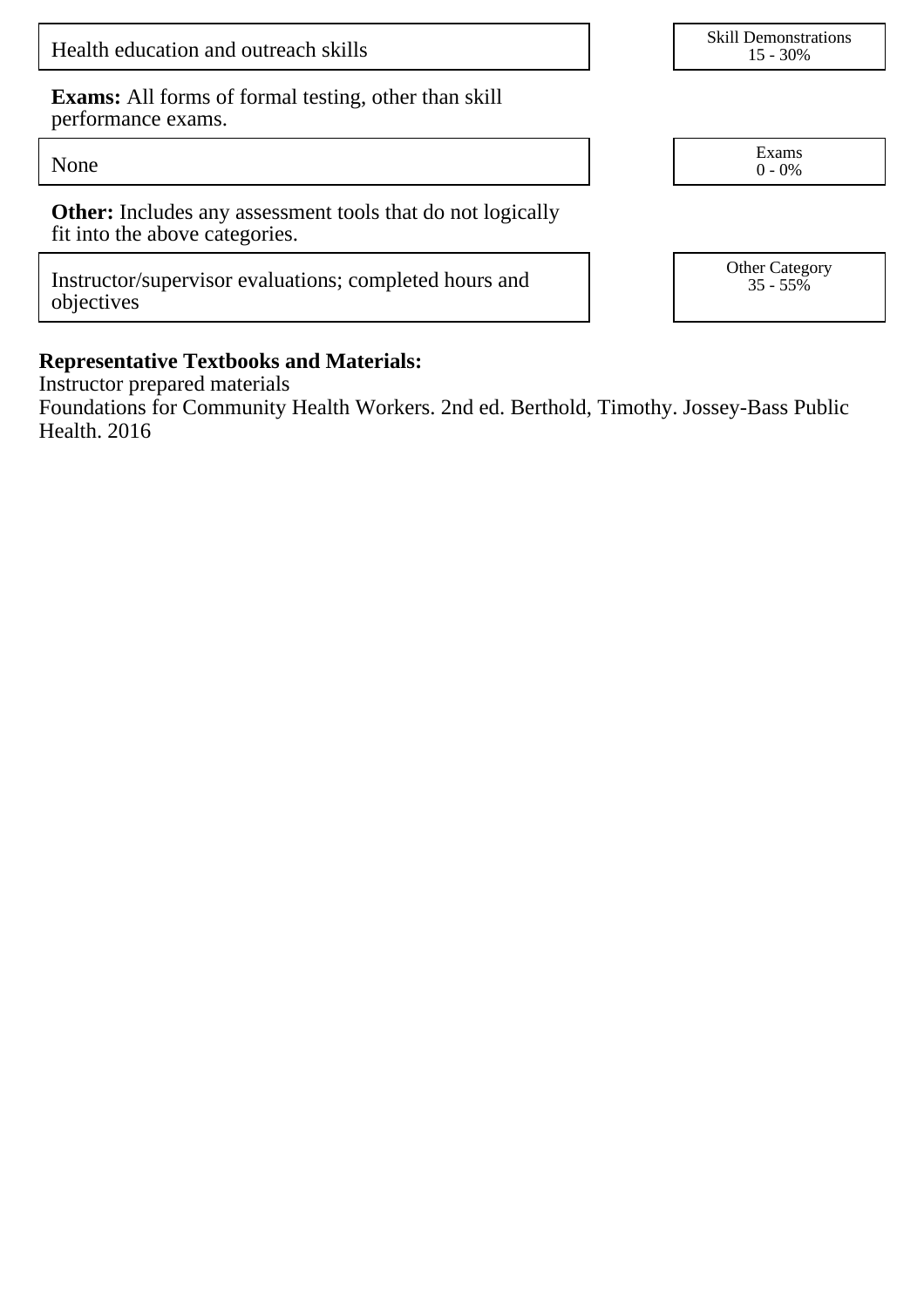| | |
|---|---|
| Health education and outreach skills | Skill Demonstrations<br>15 - 30% |

**Exams:** All forms of formal testing, other than skill performance exams.

| | |
|---|---|
| None | Exams<br>0 - 0% |

**Other:** Includes any assessment tools that do not logically fit into the above categories.

| | |
|---|---|
| Instructor/supervisor evaluations; completed hours and objectives | Other Category<br>35 - 55% |

**Representative Textbooks and Materials:**

Instructor prepared materials

Foundations for Community Health Workers. 2nd ed. Berthold, Timothy. Jossey-Bass Public Health. 2016